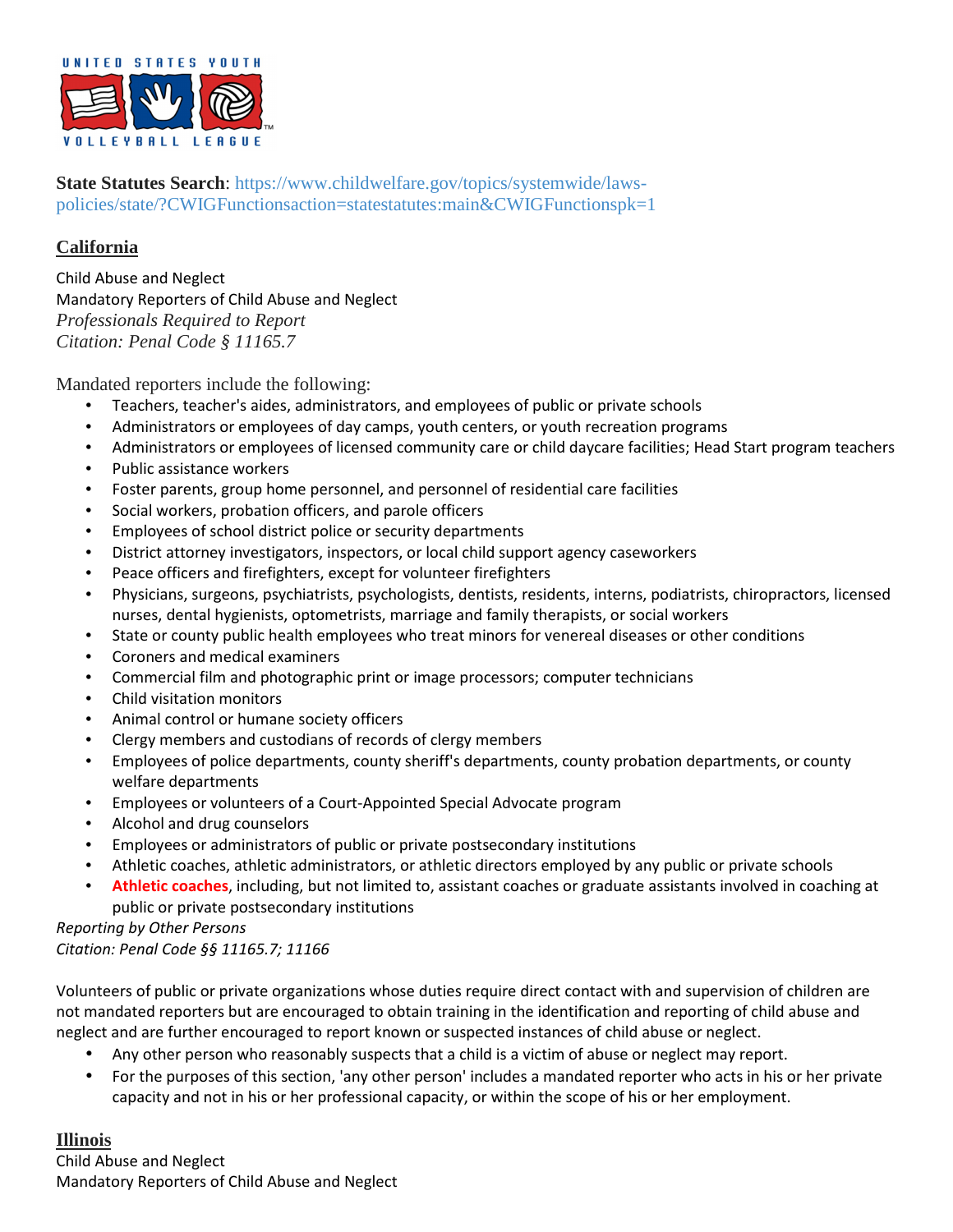UNITED STATES YOUTH VOLLEYBALL LEAGUE

**State Statutes Search**: https://www.childwelfare.gov/topics/systemwide/laws-policies/state/?CWIGFunctionsaction=statestatutes:main&CWIGFunctionspk=1

## California

Child Abuse and Neglect
Mandatory Reporters of Child Abuse and Neglect
*Professionals Required to Report*
*Citation: Penal Code § 11165.7*

Mandated reporters include the following:

- Teachers, teacher's aides, administrators, and employees of public or private schools
- Administrators or employees of day camps, youth centers, or youth recreation programs
- Administrators or employees of licensed community care or child daycare facilities; Head Start program teachers
- Public assistance workers
- Foster parents, group home personnel, and personnel of residential care facilities
- Social workers, probation officers, and parole officers
- Employees of school district police or security departments
- District attorney investigators, inspectors, or local child support agency caseworkers
- Peace officers and firefighters, except for volunteer firefighters
- Physicians, surgeons, psychiatrists, psychologists, dentists, residents, interns, podiatrists, chiropractors, licensed nurses, dental hygienists, optometrists, marriage and family therapists, or social workers
- State or county public health employees who treat minors for venereal diseases or other conditions
- Coroners and medical examiners
- Commercial film and photographic print or image processors; computer technicians
- Child visitation monitors
- Animal control or humane society officers
- Clergy members and custodians of records of clergy members
- Employees of police departments, county sheriff's departments, county probation departments, or county welfare departments
- Employees or volunteers of a Court-Appointed Special Advocate program
- Alcohol and drug counselors
- Employees or administrators of public or private postsecondary institutions
- Athletic coaches, athletic administrators, or athletic directors employed by any public or private schools
- **Athletic coaches**, including, but not limited to, assistant coaches or graduate assistants involved in coaching at public or private postsecondary institutions

*Reporting by Other Persons*
*Citation: Penal Code §§ 11165.7; 11166*

Volunteers of public or private organizations whose duties require direct contact with and supervision of children are not mandated reporters but are encouraged to obtain training in the identification and reporting of child abuse and neglect and are further encouraged to report known or suspected instances of child abuse or neglect.

- Any other person who reasonably suspects that a child is a victim of abuse or neglect may report.
- For the purposes of this section, 'any other person' includes a mandated reporter who acts in his or her private capacity and not in his or her professional capacity, or within the scope of his or her employment.

## Illinois

Child Abuse and Neglect
Mandatory Reporters of Child Abuse and Neglect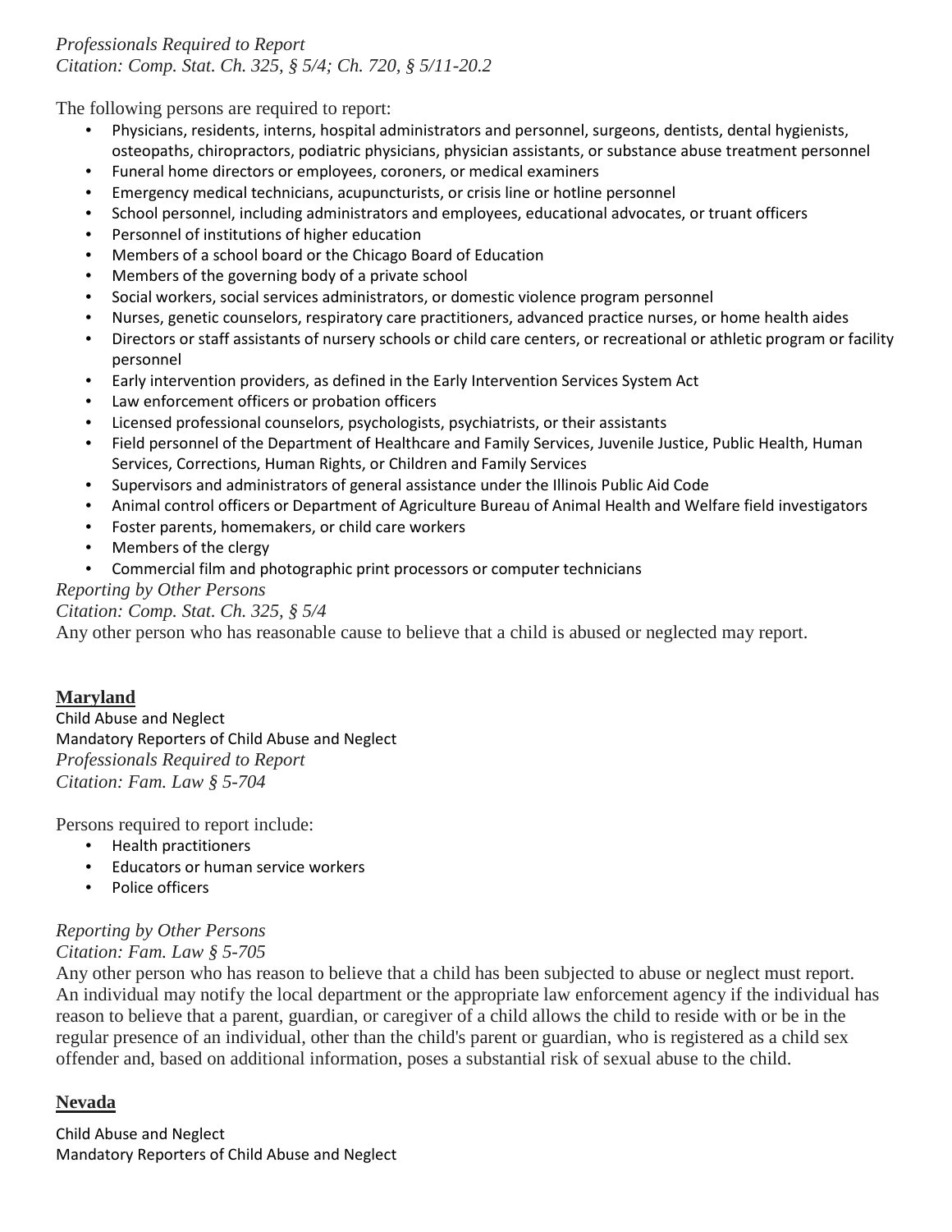*Professionals Required to Report*
*Citation: Comp. Stat. Ch. 325, § 5/4; Ch. 720, § 5/11-20.2*

The following persons are required to report:

- Physicians, residents, interns, hospital administrators and personnel, surgeons, dentists, dental hygienists, osteopaths, chiropractors, podiatric physicians, physician assistants, or substance abuse treatment personnel
- Funeral home directors or employees, coroners, or medical examiners
- Emergency medical technicians, acupuncturists, or crisis line or hotline personnel
- School personnel, including administrators and employees, educational advocates, or truant officers
- Personnel of institutions of higher education
- Members of a school board or the Chicago Board of Education
- Members of the governing body of a private school
- Social workers, social services administrators, or domestic violence program personnel
- Nurses, genetic counselors, respiratory care practitioners, advanced practice nurses, or home health aides
- Directors or staff assistants of nursery schools or child care centers, or recreational or athletic program or facility personnel
- Early intervention providers, as defined in the Early Intervention Services System Act
- Law enforcement officers or probation officers
- Licensed professional counselors, psychologists, psychiatrists, or their assistants
- Field personnel of the Department of Healthcare and Family Services, Juvenile Justice, Public Health, Human Services, Corrections, Human Rights, or Children and Family Services
- Supervisors and administrators of general assistance under the Illinois Public Aid Code
- Animal control officers or Department of Agriculture Bureau of Animal Health and Welfare field investigators
- Foster parents, homemakers, or child care workers
- Members of the clergy
- Commercial film and photographic print processors or computer technicians

*Reporting by Other Persons*
*Citation: Comp. Stat. Ch. 325, § 5/4*
Any other person who has reasonable cause to believe that a child is abused or neglected may report.

## Maryland

Child Abuse and Neglect
Mandatory Reporters of Child Abuse and Neglect
*Professionals Required to Report*
*Citation: Fam. Law § 5-704*

Persons required to report include:

- Health practitioners
- Educators or human service workers
- Police officers

*Reporting by Other Persons*
*Citation: Fam. Law § 5-705*
Any other person who has reason to believe that a child has been subjected to abuse or neglect must report. An individual may notify the local department or the appropriate law enforcement agency if the individual has reason to believe that a parent, guardian, or caregiver of a child allows the child to reside with or be in the regular presence of an individual, other than the child's parent or guardian, who is registered as a child sex offender and, based on additional information, poses a substantial risk of sexual abuse to the child.

## Nevada

Child Abuse and Neglect
Mandatory Reporters of Child Abuse and Neglect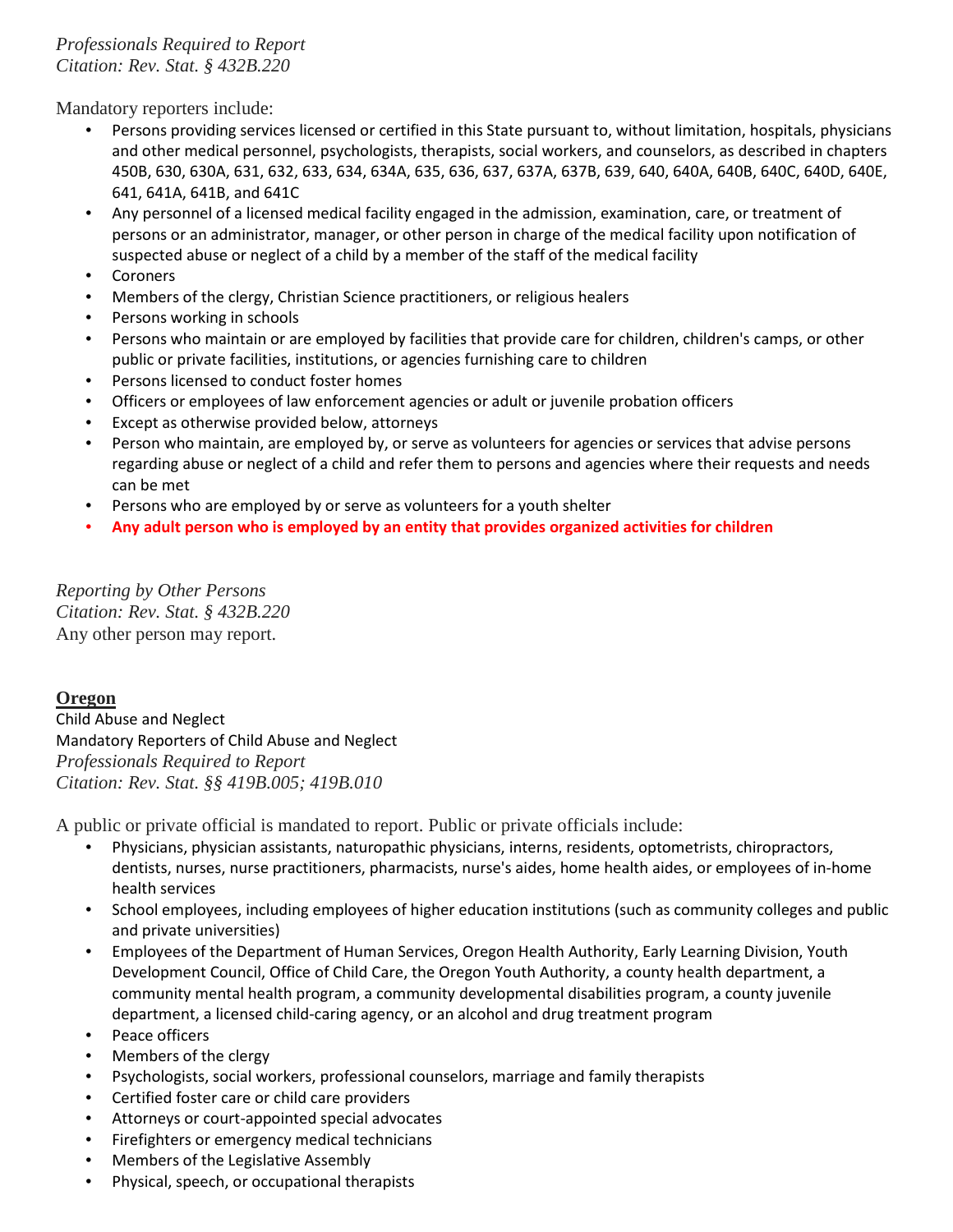*Professionals Required to Report*
*Citation: Rev. Stat. § 432B.220*

Mandatory reporters include:

- Persons providing services licensed or certified in this State pursuant to, without limitation, hospitals, physicians and other medical personnel, psychologists, therapists, social workers, and counselors, as described in chapters 450B, 630, 630A, 631, 632, 633, 634, 634A, 635, 636, 637, 637A, 637B, 639, 640, 640A, 640B, 640C, 640D, 640E, 641, 641A, 641B, and 641C
- Any personnel of a licensed medical facility engaged in the admission, examination, care, or treatment of persons or an administrator, manager, or other person in charge of the medical facility upon notification of suspected abuse or neglect of a child by a member of the staff of the medical facility
- Coroners
- Members of the clergy, Christian Science practitioners, or religious healers
- Persons working in schools
- Persons who maintain or are employed by facilities that provide care for children, children's camps, or other public or private facilities, institutions, or agencies furnishing care to children
- Persons licensed to conduct foster homes
- Officers or employees of law enforcement agencies or adult or juvenile probation officers
- Except as otherwise provided below, attorneys
- Person who maintain, are employed by, or serve as volunteers for agencies or services that advise persons regarding abuse or neglect of a child and refer them to persons and agencies where their requests and needs can be met
- Persons who are employed by or serve as volunteers for a youth shelter
- **Any adult person who is employed by an entity that provides organized activities for children**

*Reporting by Other Persons*
*Citation: Rev. Stat. § 432B.220*
Any other person may report.

## Oregon

Child Abuse and Neglect
Mandatory Reporters of Child Abuse and Neglect
*Professionals Required to Report*
*Citation: Rev. Stat. §§ 419B.005; 419B.010*

A public or private official is mandated to report. Public or private officials include:

- Physicians, physician assistants, naturopathic physicians, interns, residents, optometrists, chiropractors, dentists, nurses, nurse practitioners, pharmacists, nurse's aides, home health aides, or employees of in-home health services
- School employees, including employees of higher education institutions (such as community colleges and public and private universities)
- Employees of the Department of Human Services, Oregon Health Authority, Early Learning Division, Youth Development Council, Office of Child Care, the Oregon Youth Authority, a county health department, a community mental health program, a community developmental disabilities program, a county juvenile department, a licensed child-caring agency, or an alcohol and drug treatment program
- Peace officers
- Members of the clergy
- Psychologists, social workers, professional counselors, marriage and family therapists
- Certified foster care or child care providers
- Attorneys or court-appointed special advocates
- Firefighters or emergency medical technicians
- Members of the Legislative Assembly
- Physical, speech, or occupational therapists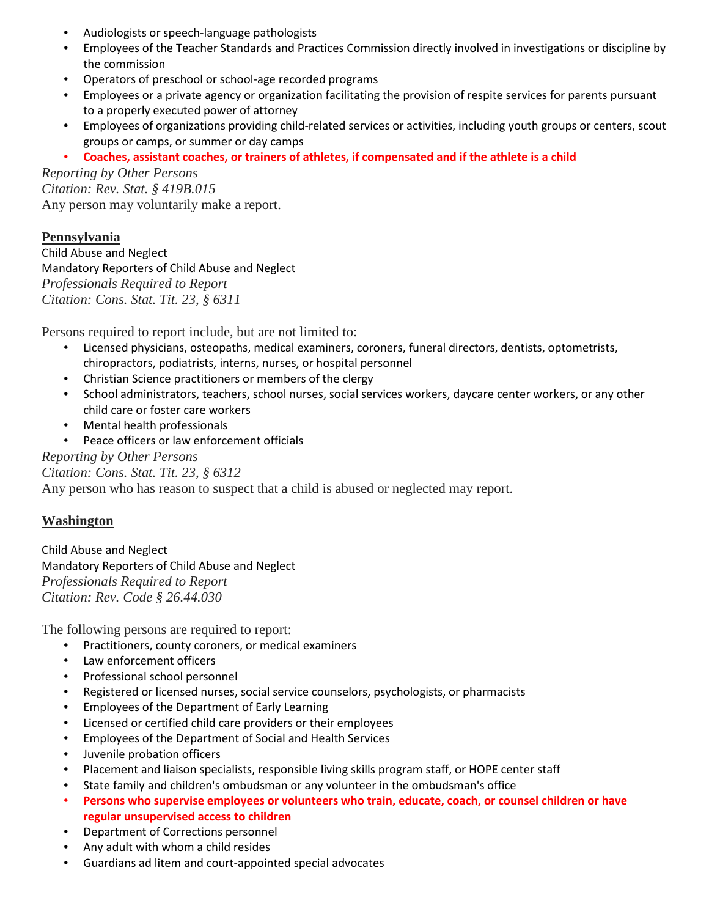- Audiologists or speech-language pathologists
- Employees of the Teacher Standards and Practices Commission directly involved in investigations or discipline by the commission
- Operators of preschool or school-age recorded programs
- Employees or a private agency or organization facilitating the provision of respite services for parents pursuant to a properly executed power of attorney
- Employees of organizations providing child-related services or activities, including youth groups or centers, scout groups or camps, or summer or day camps
- **Coaches, assistant coaches, or trainers of athletes, if compensated and if the athlete is a child**

*Reporting by Other Persons*
*Citation: Rev. Stat. § 419B.015*
Any person may voluntarily make a report.

## Pennsylvania

Child Abuse and Neglect
Mandatory Reporters of Child Abuse and Neglect
*Professionals Required to Report*
*Citation: Cons. Stat. Tit. 23, § 6311*

Persons required to report include, but are not limited to:

- Licensed physicians, osteopaths, medical examiners, coroners, funeral directors, dentists, optometrists, chiropractors, podiatrists, interns, nurses, or hospital personnel
- Christian Science practitioners or members of the clergy
- School administrators, teachers, school nurses, social services workers, daycare center workers, or any other child care or foster care workers
- Mental health professionals
- Peace officers or law enforcement officials

*Reporting by Other Persons*
*Citation: Cons. Stat. Tit. 23, § 6312*
Any person who has reason to suspect that a child is abused or neglected may report.

## Washington

Child Abuse and Neglect
Mandatory Reporters of Child Abuse and Neglect
*Professionals Required to Report*
*Citation: Rev. Code § 26.44.030*

The following persons are required to report:

- Practitioners, county coroners, or medical examiners
- Law enforcement officers
- Professional school personnel
- Registered or licensed nurses, social service counselors, psychologists, or pharmacists
- Employees of the Department of Early Learning
- Licensed or certified child care providers or their employees
- Employees of the Department of Social and Health Services
- Juvenile probation officers
- Placement and liaison specialists, responsible living skills program staff, or HOPE center staff
- State family and children's ombudsman or any volunteer in the ombudsman's office
- **Persons who supervise employees or volunteers who train, educate, coach, or counsel children or have regular unsupervised access to children**
- Department of Corrections personnel
- Any adult with whom a child resides
- Guardians ad litem and court-appointed special advocates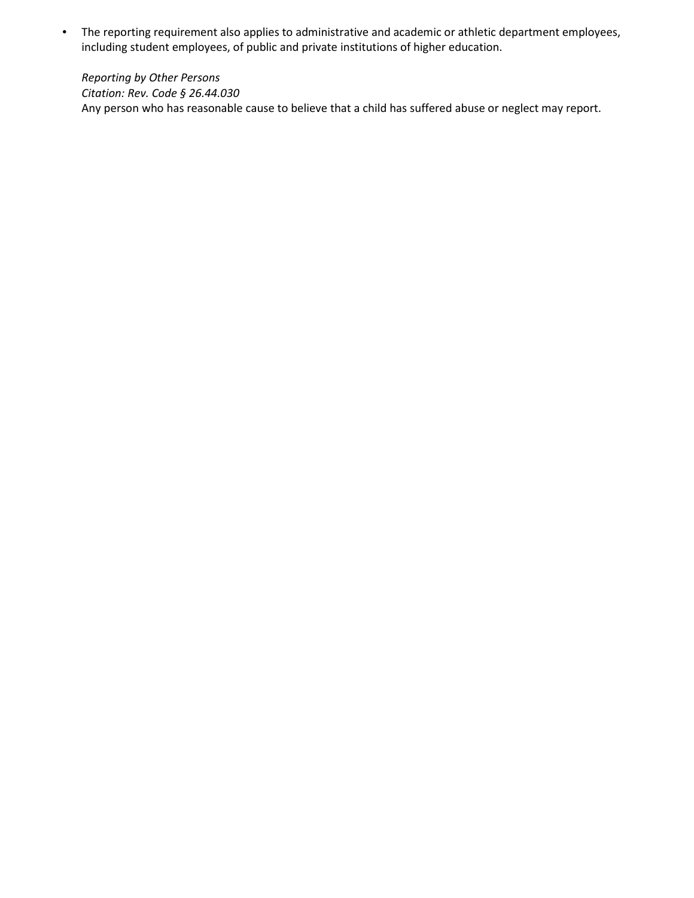- The reporting requirement also applies to administrative and academic or athletic department employees, including student employees, of public and private institutions of higher education.

  *Reporting by Other Persons*
  *Citation: Rev. Code § 26.44.030*
  Any person who has reasonable cause to believe that a child has suffered abuse or neglect may report.